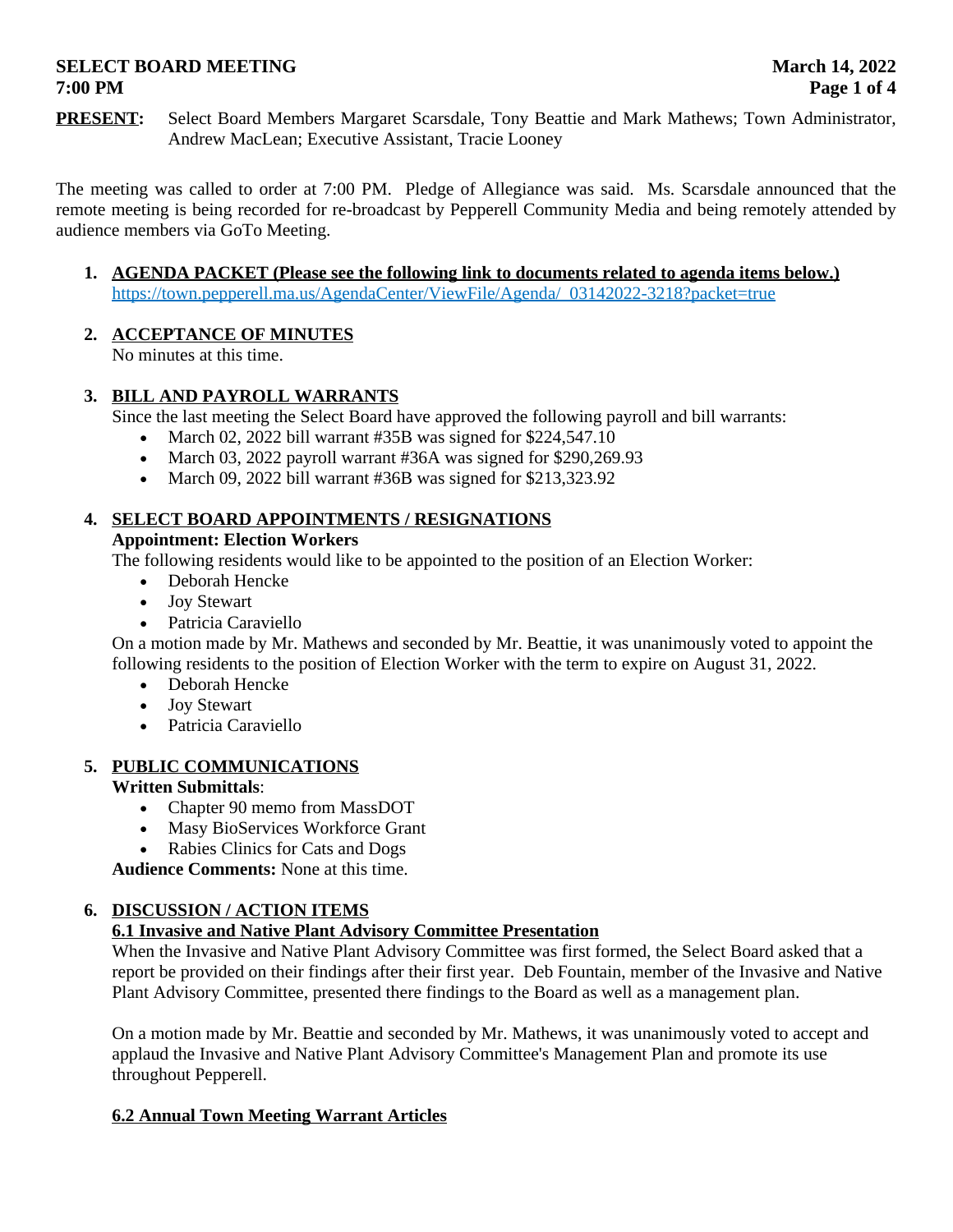# SELECT BOARD MEETING

**7:00 PM** — **March 14, 2022**

**PRESENT:** Select Board Members Margaret Scarsdale, Tony Beattie and Mark Mathews; Town Administrator, Andrew MacLean; Executive Assistant, Tracie Looney

The meeting was called to order at 7:00 PM. Pledge of Allegiance was said. Ms. Scarsdale announced that the remote meeting is being recorded for re-broadcast by Pepperell Community Media and being remotely attended by audience members via GoTo Meeting.

1. **AGENDA PACKET (Please see the following link to documents related to agenda items below.)**
   https://town.pepperell.ma.us/AgendaCenter/ViewFile/Agenda/_03142022-3218?packet=true

2. **ACCEPTANCE OF MINUTES**
   No minutes at this time.

3. **BILL AND PAYROLL WARRANTS**
   Since the last meeting the Select Board have approved the following payroll and bill warrants:
   - March 02, 2022 bill warrant #35B was signed for $224,547.10
   - March 03, 2022 payroll warrant #36A was signed for $290,269.93
   - March 09, 2022 bill warrant #36B was signed for $213,323.92

4. **SELECT BOARD APPOINTMENTS / RESIGNATIONS**
   **Appointment: Election Workers**
   The following residents would like to be appointed to the position of an Election Worker:
   - Deborah Hencke
   - Joy Stewart
   - Patricia Caraviello

   On a motion made by Mr. Mathews and seconded by Mr. Beattie, it was unanimously voted to appoint the following residents to the position of Election Worker with the term to expire on August 31, 2022.
   - Deborah Hencke
   - Joy Stewart
   - Patricia Caraviello

5. **PUBLIC COMMUNICATIONS**
   **Written Submittals**:
   - Chapter 90 memo from MassDOT
   - Masy BioServices Workforce Grant
   - Rabies Clinics for Cats and Dogs

   **Audience Comments:** None at this time.

6. **DISCUSSION / ACTION ITEMS**

   **6.1 Invasive and Native Plant Advisory Committee Presentation**
   When the Invasive and Native Plant Advisory Committee was first formed, the Select Board asked that a report be provided on their findings after their first year. Deb Fountain, member of the Invasive and Native Plant Advisory Committee, presented there findings to the Board as well as a management plan.

   On a motion made by Mr. Beattie and seconded by Mr. Mathews, it was unanimously voted to accept and applaud the Invasive and Native Plant Advisory Committee's Management Plan and promote its use throughout Pepperell.

   **6.2 Annual Town Meeting Warrant Articles**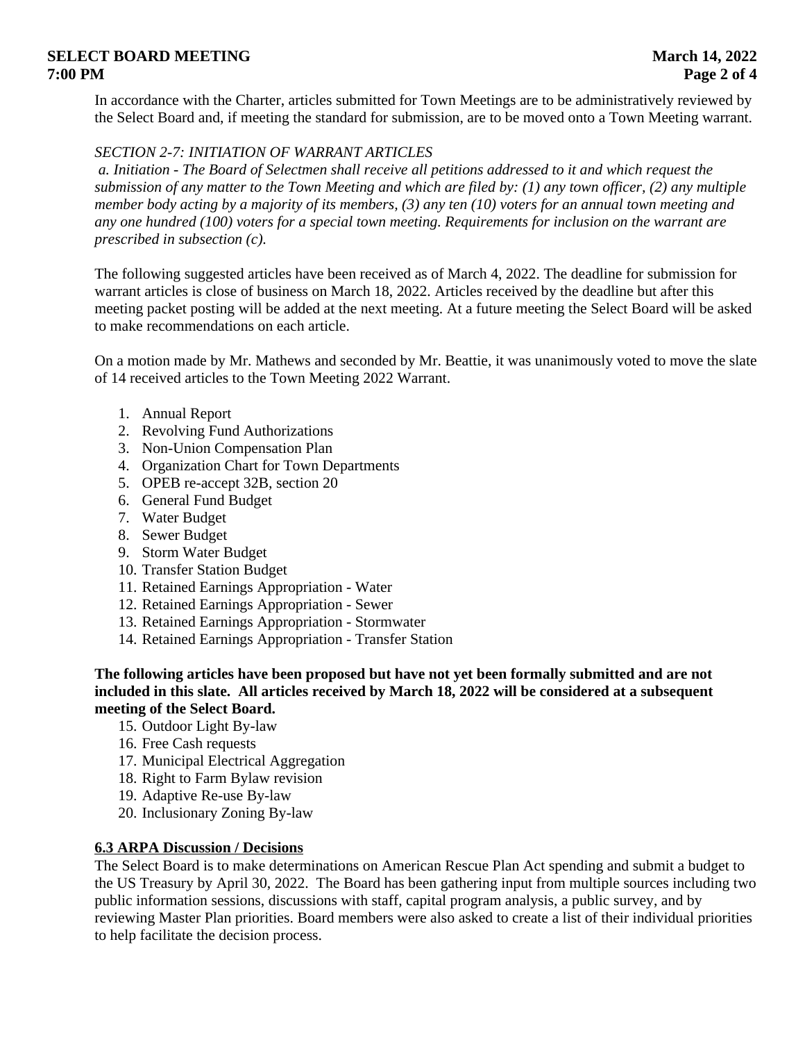In accordance with the Charter, articles submitted for Town Meetings are to be administratively reviewed by the Select Board and, if meeting the standard for submission, are to be moved onto a Town Meeting warrant.

*SECTION 2-7: INITIATION OF WARRANT ARTICLES*

*a. Initiation - The Board of Selectmen shall receive all petitions addressed to it and which request the submission of any matter to the Town Meeting and which are filed by: (1) any town officer, (2) any multiple member body acting by a majority of its members, (3) any ten (10) voters for an annual town meeting and any one hundred (100) voters for a special town meeting. Requirements for inclusion on the warrant are prescribed in subsection (c).*

The following suggested articles have been received as of March 4, 2022. The deadline for submission for warrant articles is close of business on March 18, 2022. Articles received by the deadline but after this meeting packet posting will be added at the next meeting. At a future meeting the Select Board will be asked to make recommendations on each article.

On a motion made by Mr. Mathews and seconded by Mr. Beattie, it was unanimously voted to move the slate of 14 received articles to the Town Meeting 2022 Warrant.

1. Annual Report
2. Revolving Fund Authorizations
3. Non-Union Compensation Plan
4. Organization Chart for Town Departments
5. OPEB re-accept 32B, section 20
6. General Fund Budget
7. Water Budget
8. Sewer Budget
9. Storm Water Budget
10. Transfer Station Budget
11. Retained Earnings Appropriation - Water
12. Retained Earnings Appropriation - Sewer
13. Retained Earnings Appropriation - Stormwater
14. Retained Earnings Appropriation - Transfer Station

**The following articles have been proposed but have not yet been formally submitted and are not included in this slate. All articles received by March 18, 2022 will be considered at a subsequent meeting of the Select Board.**

15. Outdoor Light By-law
16. Free Cash requests
17. Municipal Electrical Aggregation
18. Right to Farm Bylaw revision
19. Adaptive Re-use By-law
20. Inclusionary Zoning By-law

**6.3 ARPA Discussion / Decisions**

The Select Board is to make determinations on American Rescue Plan Act spending and submit a budget to the US Treasury by April 30, 2022. The Board has been gathering input from multiple sources including two public information sessions, discussions with staff, capital program analysis, a public survey, and by reviewing Master Plan priorities. Board members were also asked to create a list of their individual priorities to help facilitate the decision process.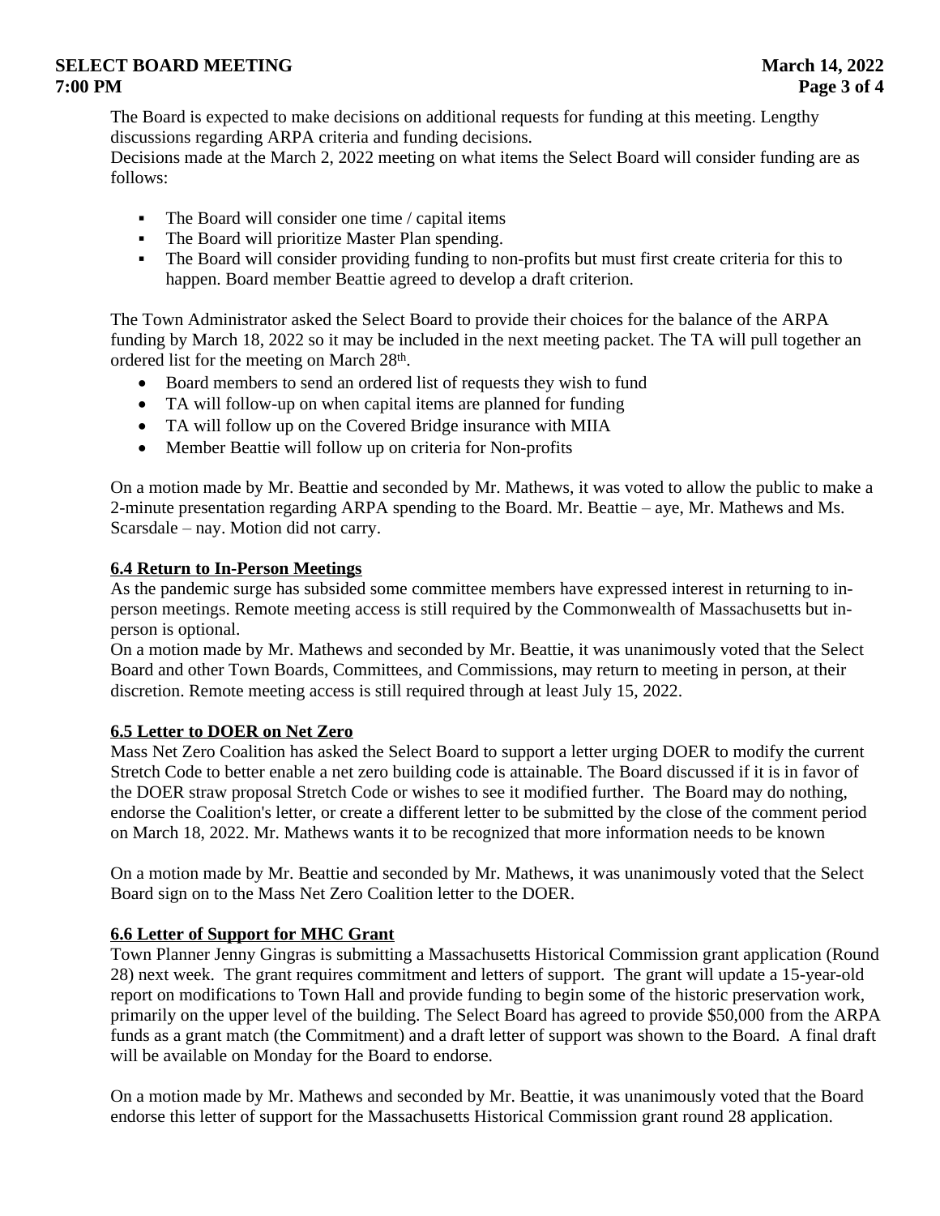The Board is expected to make decisions on additional requests for funding at this meeting. Lengthy discussions regarding ARPA criteria and funding decisions.
Decisions made at the March 2, 2022 meeting on what items the Select Board will consider funding are as follows:

- The Board will consider one time / capital items
- The Board will prioritize Master Plan spending.
- The Board will consider providing funding to non-profits but must first create criteria for this to happen. Board member Beattie agreed to develop a draft criterion.

The Town Administrator asked the Select Board to provide their choices for the balance of the ARPA funding by March 18, 2022 so it may be included in the next meeting packet. The TA will pull together an ordered list for the meeting on March 28th.

- Board members to send an ordered list of requests they wish to fund
- TA will follow-up on when capital items are planned for funding
- TA will follow up on the Covered Bridge insurance with MIIA
- Member Beattie will follow up on criteria for Non-profits

On a motion made by Mr. Beattie and seconded by Mr. Mathews, it was voted to allow the public to make a 2-minute presentation regarding ARPA spending to the Board. Mr. Beattie – aye, Mr. Mathews and Ms. Scarsdale – nay. Motion did not carry.

**6.4 Return to In-Person Meetings**

As the pandemic surge has subsided some committee members have expressed interest in returning to in-person meetings. Remote meeting access is still required by the Commonwealth of Massachusetts but in-person is optional.
On a motion made by Mr. Mathews and seconded by Mr. Beattie, it was unanimously voted that the Select Board and other Town Boards, Committees, and Commissions, may return to meeting in person, at their discretion. Remote meeting access is still required through at least July 15, 2022.

**6.5 Letter to DOER on Net Zero**

Mass Net Zero Coalition has asked the Select Board to support a letter urging DOER to modify the current Stretch Code to better enable a net zero building code is attainable. The Board discussed if it is in favor of the DOER straw proposal Stretch Code or wishes to see it modified further. The Board may do nothing, endorse the Coalition's letter, or create a different letter to be submitted by the close of the comment period on March 18, 2022. Mr. Mathews wants it to be recognized that more information needs to be known

On a motion made by Mr. Beattie and seconded by Mr. Mathews, it was unanimously voted that the Select Board sign on to the Mass Net Zero Coalition letter to the DOER.

**6.6 Letter of Support for MHC Grant**

Town Planner Jenny Gingras is submitting a Massachusetts Historical Commission grant application (Round 28) next week. The grant requires commitment and letters of support. The grant will update a 15-year-old report on modifications to Town Hall and provide funding to begin some of the historic preservation work, primarily on the upper level of the building. The Select Board has agreed to provide $50,000 from the ARPA funds as a grant match (the Commitment) and a draft letter of support was shown to the Board. A final draft will be available on Monday for the Board to endorse.

On a motion made by Mr. Mathews and seconded by Mr. Beattie, it was unanimously voted that the Board endorse this letter of support for the Massachusetts Historical Commission grant round 28 application.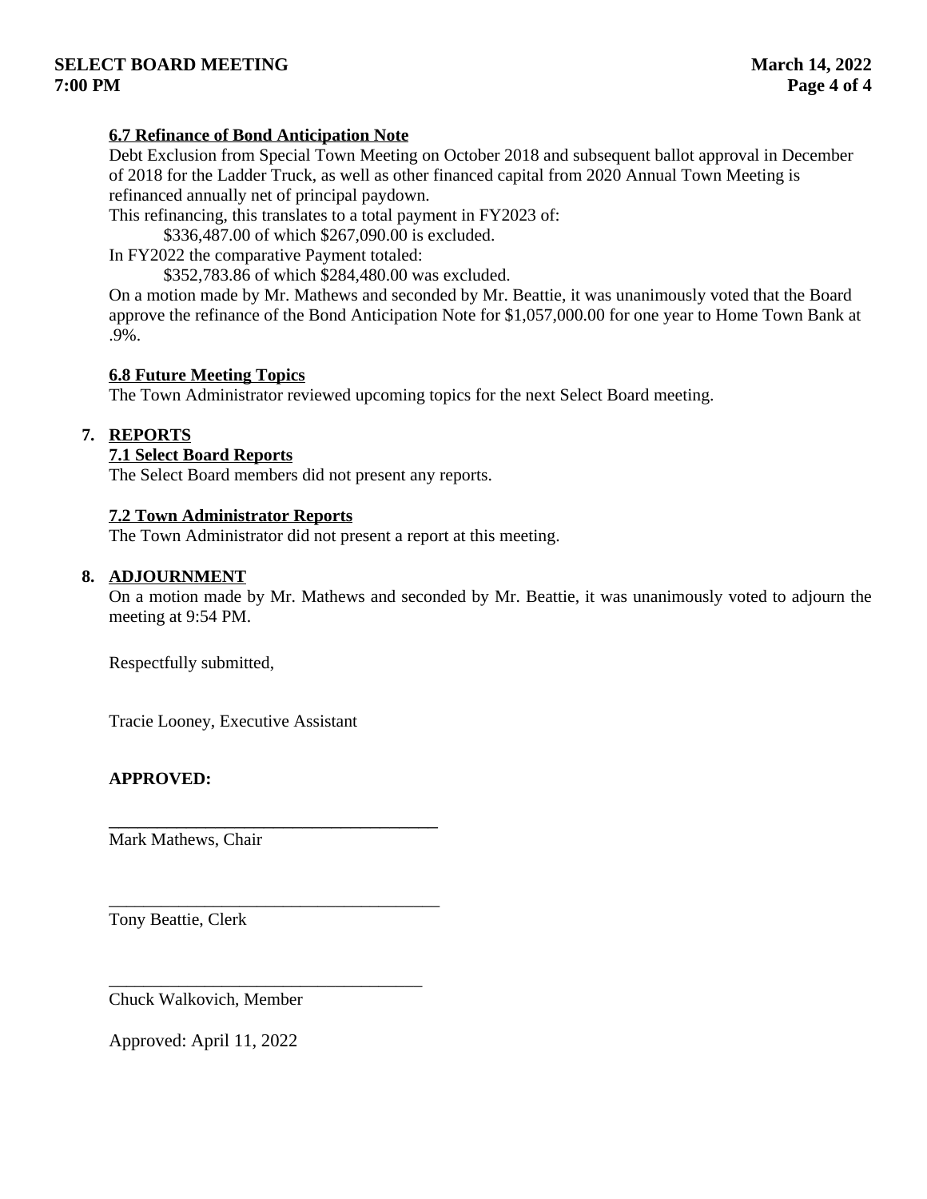**6.7 Refinance of Bond Anticipation Note**

Debt Exclusion from Special Town Meeting on October 2018 and subsequent ballot approval in December of 2018 for the Ladder Truck, as well as other financed capital from 2020 Annual Town Meeting is refinanced annually net of principal paydown.

This refinancing, this translates to a total payment in FY2023 of:

$336,487.00 of which $267,090.00 is excluded.

In FY2022 the comparative Payment totaled:

$352,783.86 of which $284,480.00 was excluded.

On a motion made by Mr. Mathews and seconded by Mr. Beattie, it was unanimously voted that the Board approve the refinance of the Bond Anticipation Note for $1,057,000.00 for one year to Home Town Bank at .9%.

**6.8 Future Meeting Topics**

The Town Administrator reviewed upcoming topics for the next Select Board meeting.

## 7. REPORTS

**7.1 Select Board Reports**

The Select Board members did not present any reports.

**7.2 Town Administrator Reports**

The Town Administrator did not present a report at this meeting.

## 8. ADJOURNMENT

On a motion made by Mr. Mathews and seconded by Mr. Beattie, it was unanimously voted to adjourn the meeting at 9:54 PM.

Respectfully submitted,

Tracie Looney, Executive Assistant

**APPROVED:**

______________________________________

Mark Mathews, Chair

______________________________________

Tony Beattie, Clerk

______________________________________

Chuck Walkovich, Member

Approved: April 11, 2022